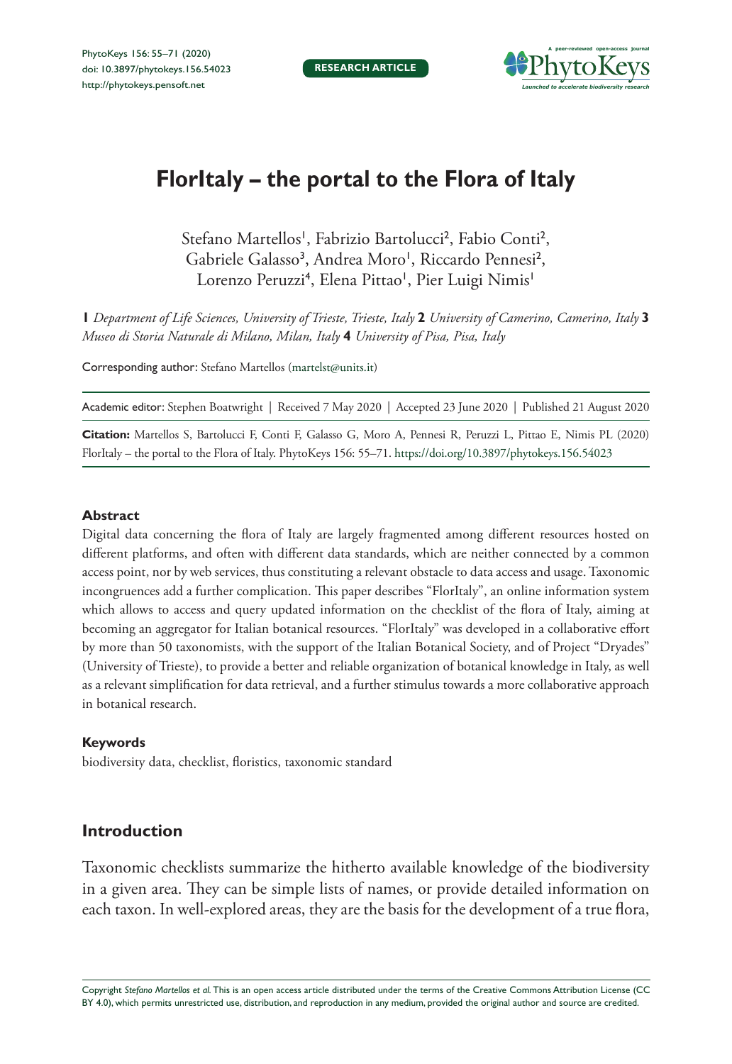RESEARCH ARTICLE

# FlorItaly – the portal to the Flora of Italy

Stefano Martellos[1], Fabrizio Bartolucci[2], Fabio Conti[2], Gabriele Galasso[3], Andrea Moro[1], Riccardo Pennesi[2], Lorenzo Peruzzi[4], Elena Pittao[1], Pier Luigi Nimis[1]

**1** *Department of Life Sciences, University of Trieste, Trieste, Italy* **2** *University of Camerino, Camerino, Italy* **3** *Museo di Storia Naturale di Milano, Milan, Italy* **4** *University of Pisa, Pisa, Italy*

Corresponding author: Stefano Martellos (martelst@units.it)

Academic editor: Stephen Boatwright | Received 7 May 2020 | Accepted 23 June 2020 | Published 21 August 2020

**Citation:** Martellos S, Bartolucci F, Conti F, Galasso G, Moro A, Pennesi R, Peruzzi L, Pittao E, Nimis PL (2020) FlorItaly – the portal to the Flora of Italy. PhytoKeys 156: 55–71. https://doi.org/10.3897/phytokeys.156.54023

### Abstract

Digital data concerning the flora of Italy are largely fragmented among different resources hosted on different platforms, and often with different data standards, which are neither connected by a common access point, nor by web services, thus constituting a relevant obstacle to data access and usage. Taxonomic incongruences add a further complication. This paper describes "FlorItaly", an online information system which allows to access and query updated information on the checklist of the flora of Italy, aiming at becoming an aggregator for Italian botanical resources. "FlorItaly" was developed in a collaborative effort by more than 50 taxonomists, with the support of the Italian Botanical Society, and of Project "Dryades" (University of Trieste), to provide a better and reliable organization of botanical knowledge in Italy, as well as a relevant simplification for data retrieval, and a further stimulus towards a more collaborative approach in botanical research.

### Keywords

biodiversity data, checklist, floristics, taxonomic standard

## Introduction

Taxonomic checklists summarize the hitherto available knowledge of the biodiversity in a given area. They can be simple lists of names, or provide detailed information on each taxon. In well-explored areas, they are the basis for the development of a true flora,

Copyright *Stefano Martellos et al.* This is an open access article distributed under the terms of the Creative Commons Attribution License (CC BY 4.0), which permits unrestricted use, distribution, and reproduction in any medium, provided the original author and source are credited.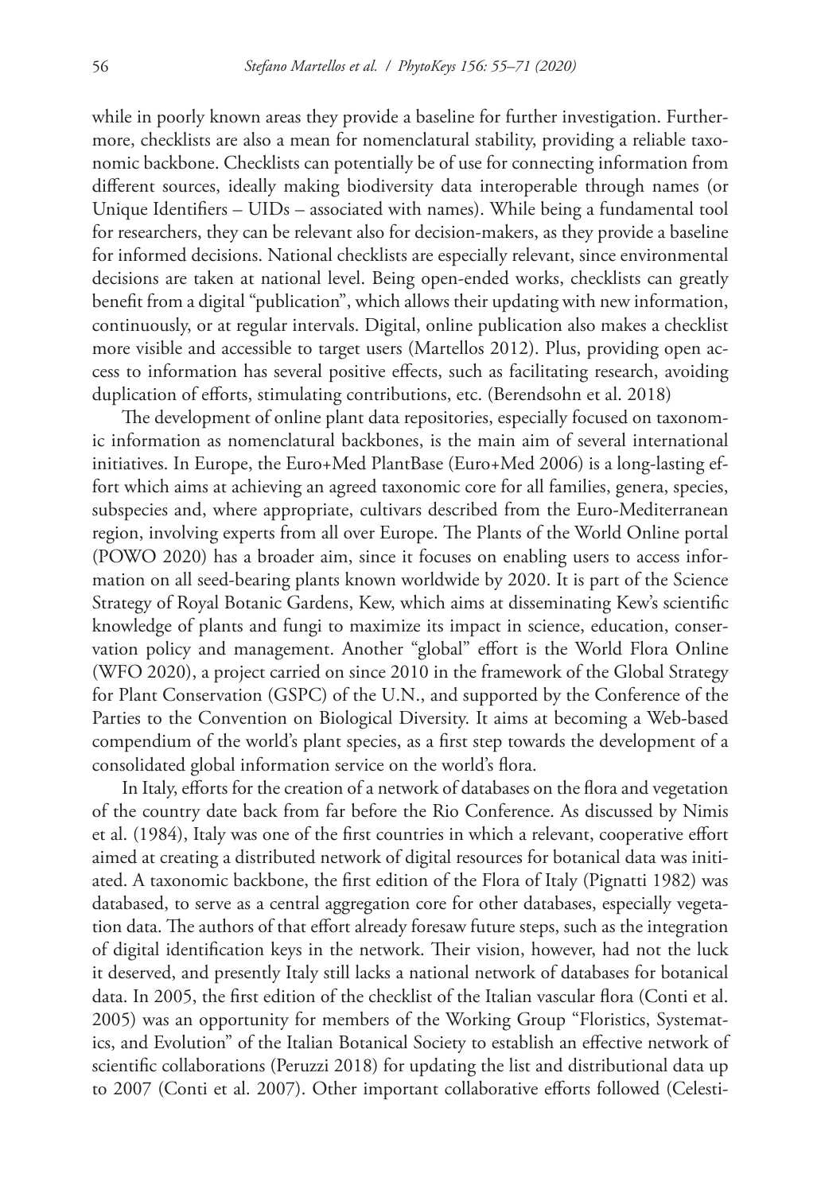while in poorly known areas they provide a baseline for further investigation. Furthermore, checklists are also a mean for nomenclatural stability, providing a reliable taxonomic backbone. Checklists can potentially be of use for connecting information from different sources, ideally making biodiversity data interoperable through names (or Unique Identifiers – UIDs – associated with names). While being a fundamental tool for researchers, they can be relevant also for decision-makers, as they provide a baseline for informed decisions. National checklists are especially relevant, since environmental decisions are taken at national level. Being open-ended works, checklists can greatly benefit from a digital "publication", which allows their updating with new information, continuously, or at regular intervals. Digital, online publication also makes a checklist more visible and accessible to target users (Martellos 2012). Plus, providing open access to information has several positive effects, such as facilitating research, avoiding duplication of efforts, stimulating contributions, etc. (Berendsohn et al. 2018)

The development of online plant data repositories, especially focused on taxonomic information as nomenclatural backbones, is the main aim of several international initiatives. In Europe, the Euro+Med PlantBase (Euro+Med 2006) is a long-lasting effort which aims at achieving an agreed taxonomic core for all families, genera, species, subspecies and, where appropriate, cultivars described from the Euro-Mediterranean region, involving experts from all over Europe. The Plants of the World Online portal (POWO 2020) has a broader aim, since it focuses on enabling users to access information on all seed-bearing plants known worldwide by 2020. It is part of the Science Strategy of Royal Botanic Gardens, Kew, which aims at disseminating Kew's scientific knowledge of plants and fungi to maximize its impact in science, education, conservation policy and management. Another "global" effort is the World Flora Online (WFO 2020), a project carried on since 2010 in the framework of the Global Strategy for Plant Conservation (GSPC) of the U.N., and supported by the Conference of the Parties to the Convention on Biological Diversity. It aims at becoming a Web-based compendium of the world's plant species, as a first step towards the development of a consolidated global information service on the world's flora.

In Italy, efforts for the creation of a network of databases on the flora and vegetation of the country date back from far before the Rio Conference. As discussed by Nimis et al. (1984), Italy was one of the first countries in which a relevant, cooperative effort aimed at creating a distributed network of digital resources for botanical data was initiated. A taxonomic backbone, the first edition of the Flora of Italy (Pignatti 1982) was databased, to serve as a central aggregation core for other databases, especially vegetation data. The authors of that effort already foresaw future steps, such as the integration of digital identification keys in the network. Their vision, however, had not the luck it deserved, and presently Italy still lacks a national network of databases for botanical data. In 2005, the first edition of the checklist of the Italian vascular flora (Conti et al. 2005) was an opportunity for members of the Working Group "Floristics, Systematics, and Evolution" of the Italian Botanical Society to establish an effective network of scientific collaborations (Peruzzi 2018) for updating the list and distributional data up to 2007 (Conti et al. 2007). Other important collaborative efforts followed (Celesti-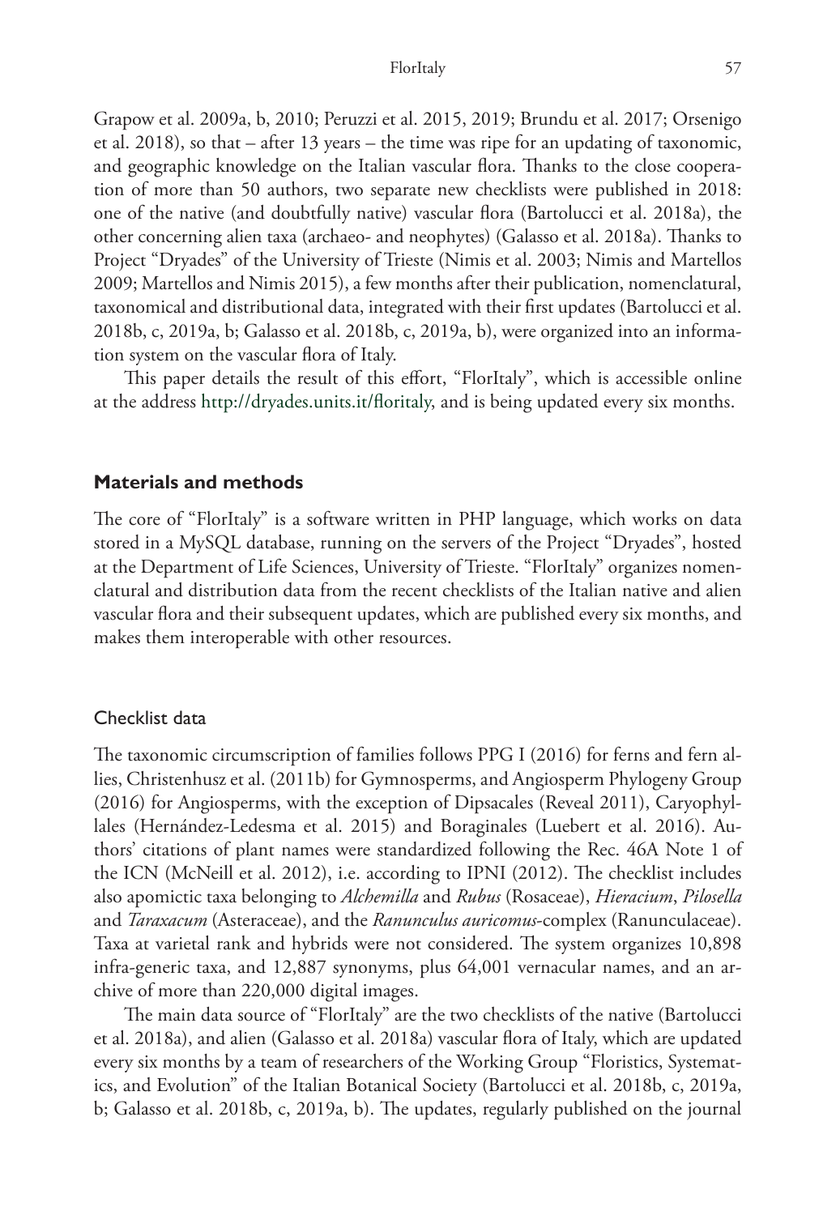Grapow et al. 2009a, b, 2010; Peruzzi et al. 2015, 2019; Brundu et al. 2017; Orsenigo et al. 2018), so that – after 13 years – the time was ripe for an updating of taxonomic, and geographic knowledge on the Italian vascular flora. Thanks to the close cooperation of more than 50 authors, two separate new checklists were published in 2018: one of the native (and doubtfully native) vascular flora (Bartolucci et al. 2018a), the other concerning alien taxa (archaeo- and neophytes) (Galasso et al. 2018a). Thanks to Project "Dryades" of the University of Trieste (Nimis et al. 2003; Nimis and Martellos 2009; Martellos and Nimis 2015), a few months after their publication, nomenclatural, taxonomical and distributional data, integrated with their first updates (Bartolucci et al. 2018b, c, 2019a, b; Galasso et al. 2018b, c, 2019a, b), were organized into an information system on the vascular flora of Italy.

This paper details the result of this effort, "FlorItaly", which is accessible online at the address http://dryades.units.it/floritaly, and is being updated every six months.

## Materials and methods

The core of "FlorItaly" is a software written in PHP language, which works on data stored in a MySQL database, running on the servers of the Project "Dryades", hosted at the Department of Life Sciences, University of Trieste. "FlorItaly" organizes nomenclatural and distribution data from the recent checklists of the Italian native and alien vascular flora and their subsequent updates, which are published every six months, and makes them interoperable with other resources.

### Checklist data

The taxonomic circumscription of families follows PPG I (2016) for ferns and fern allies, Christenhusz et al. (2011b) for Gymnosperms, and Angiosperm Phylogeny Group (2016) for Angiosperms, with the exception of Dipsacales (Reveal 2011), Caryophyllales (Hernández-Ledesma et al. 2015) and Boraginales (Luebert et al. 2016). Authors' citations of plant names were standardized following the Rec. 46A Note 1 of the ICN (McNeill et al. 2012), i.e. according to IPNI (2012). The checklist includes also apomictic taxa belonging to *Alchemilla* and *Rubus* (Rosaceae), *Hieracium*, *Pilosella* and *Taraxacum* (Asteraceae), and the *Ranunculus auricomus*-complex (Ranunculaceae). Taxa at varietal rank and hybrids were not considered. The system organizes 10,898 infra-generic taxa, and 12,887 synonyms, plus 64,001 vernacular names, and an archive of more than 220,000 digital images.

The main data source of "FlorItaly" are the two checklists of the native (Bartolucci et al. 2018a), and alien (Galasso et al. 2018a) vascular flora of Italy, which are updated every six months by a team of researchers of the Working Group "Floristics, Systematics, and Evolution" of the Italian Botanical Society (Bartolucci et al. 2018b, c, 2019a, b; Galasso et al. 2018b, c, 2019a, b). The updates, regularly published on the journal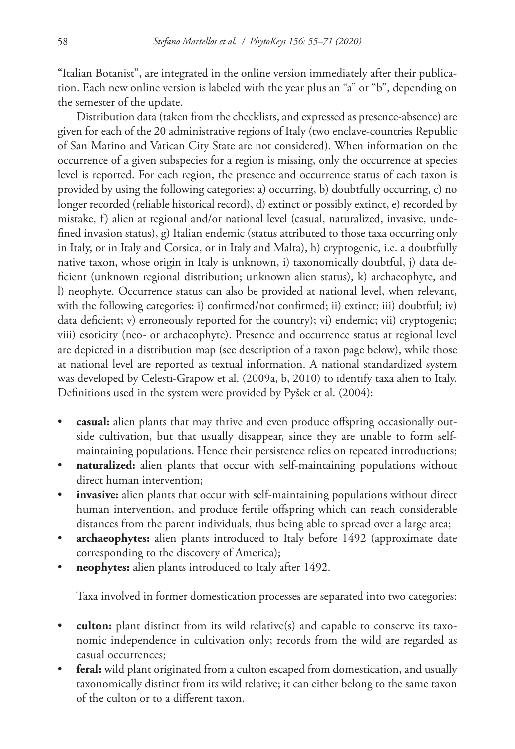"Italian Botanist", are integrated in the online version immediately after their publication. Each new online version is labeled with the year plus an "a" or "b", depending on the semester of the update.

Distribution data (taken from the checklists, and expressed as presence-absence) are given for each of the 20 administrative regions of Italy (two enclave-countries Republic of San Marino and Vatican City State are not considered). When information on the occurrence of a given subspecies for a region is missing, only the occurrence at species level is reported. For each region, the presence and occurrence status of each taxon is provided by using the following categories: a) occurring, b) doubtfully occurring, c) no longer recorded (reliable historical record), d) extinct or possibly extinct, e) recorded by mistake, f) alien at regional and/or national level (casual, naturalized, invasive, undefined invasion status), g) Italian endemic (status attributed to those taxa occurring only in Italy, or in Italy and Corsica, or in Italy and Malta), h) cryptogenic, i.e. a doubtfully native taxon, whose origin in Italy is unknown, i) taxonomically doubtful, j) data deficient (unknown regional distribution; unknown alien status), k) archaeophyte, and l) neophyte. Occurrence status can also be provided at national level, when relevant, with the following categories: i) confirmed/not confirmed; ii) extinct; iii) doubtful; iv) data deficient; v) erroneously reported for the country); vi) endemic; vii) cryptogenic; viii) esoticity (neo- or archaeophyte). Presence and occurrence status at regional level are depicted in a distribution map (see description of a taxon page below), while those at national level are reported as textual information. A national standardized system was developed by Celesti-Grapow et al. (2009a, b, 2010) to identify taxa alien to Italy. Definitions used in the system were provided by Pyšek et al. (2004):

- **casual:** alien plants that may thrive and even produce offspring occasionally outside cultivation, but that usually disappear, since they are unable to form self-maintaining populations. Hence their persistence relies on repeated introductions;
- **naturalized:** alien plants that occur with self-maintaining populations without direct human intervention;
- **invasive:** alien plants that occur with self-maintaining populations without direct human intervention, and produce fertile offspring which can reach considerable distances from the parent individuals, thus being able to spread over a large area;
- **archaeophytes:** alien plants introduced to Italy before 1492 (approximate date corresponding to the discovery of America);
- **neophytes:** alien plants introduced to Italy after 1492.

Taxa involved in former domestication processes are separated into two categories:

- **culton:** plant distinct from its wild relative(s) and capable to conserve its taxonomic independence in cultivation only; records from the wild are regarded as casual occurrences;
- **feral:** wild plant originated from a culton escaped from domestication, and usually taxonomically distinct from its wild relative; it can either belong to the same taxon of the culton or to a different taxon.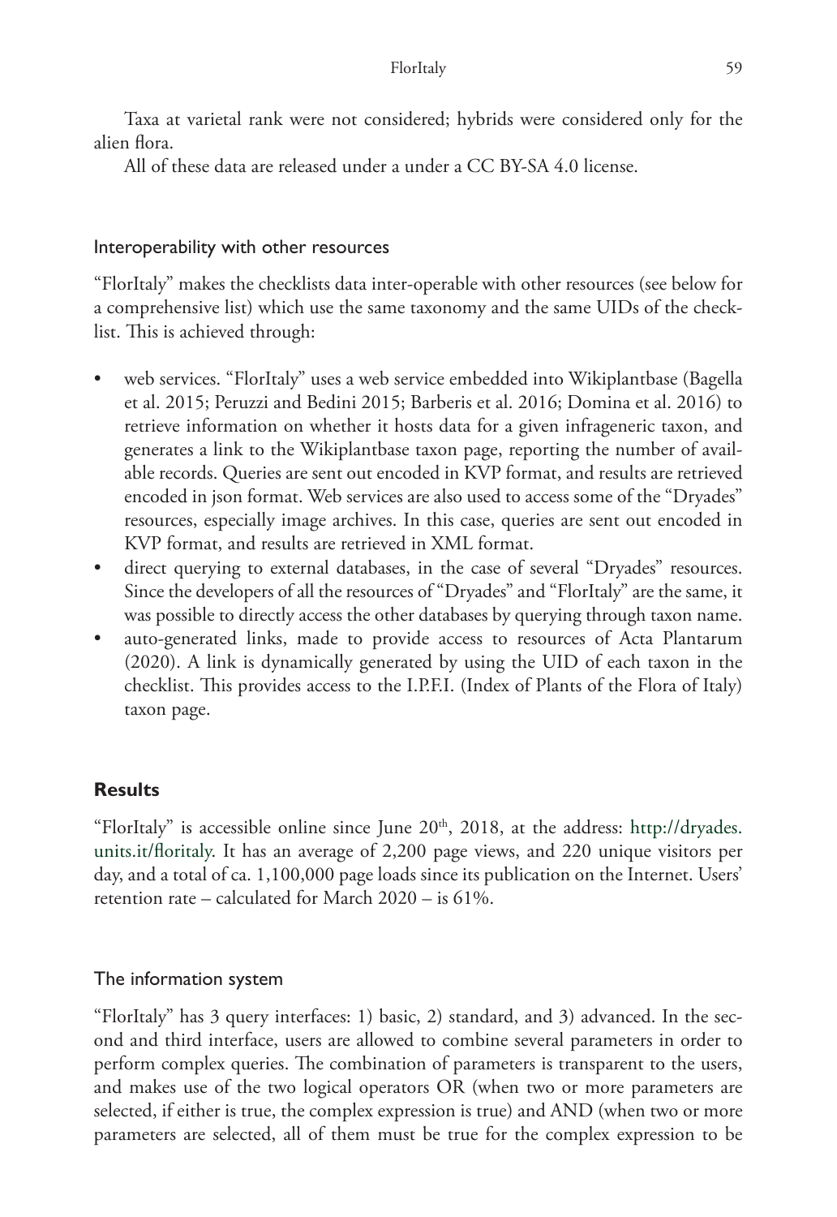Taxa at varietal rank were not considered; hybrids were considered only for the alien flora.

All of these data are released under a under a CC BY-SA 4.0 license.

### Interoperability with other resources

"FlorItaly" makes the checklists data inter-operable with other resources (see below for a comprehensive list) which use the same taxonomy and the same UIDs of the checklist. This is achieved through:

- web services. "FlorItaly" uses a web service embedded into Wikiplantbase (Bagella et al. 2015; Peruzzi and Bedini 2015; Barberis et al. 2016; Domina et al. 2016) to retrieve information on whether it hosts data for a given infrageneric taxon, and generates a link to the Wikiplantbase taxon page, reporting the number of available records. Queries are sent out encoded in KVP format, and results are retrieved encoded in json format. Web services are also used to access some of the "Dryades" resources, especially image archives. In this case, queries are sent out encoded in KVP format, and results are retrieved in XML format.
- direct querying to external databases, in the case of several "Dryades" resources. Since the developers of all the resources of "Dryades" and "FlorItaly" are the same, it was possible to directly access the other databases by querying through taxon name.
- auto-generated links, made to provide access to resources of Acta Plantarum (2020). A link is dynamically generated by using the UID of each taxon in the checklist. This provides access to the I.P.F.I. (Index of Plants of the Flora of Italy) taxon page.

## Results

"FlorItaly" is accessible online since June 20th, 2018, at the address: http://dryades.units.it/floritaly. It has an average of 2,200 page views, and 220 unique visitors per day, and a total of ca. 1,100,000 page loads since its publication on the Internet. Users' retention rate – calculated for March 2020 – is 61%.

### The information system

"FlorItaly" has 3 query interfaces: 1) basic, 2) standard, and 3) advanced. In the second and third interface, users are allowed to combine several parameters in order to perform complex queries. The combination of parameters is transparent to the users, and makes use of the two logical operators OR (when two or more parameters are selected, if either is true, the complex expression is true) and AND (when two or more parameters are selected, all of them must be true for the complex expression to be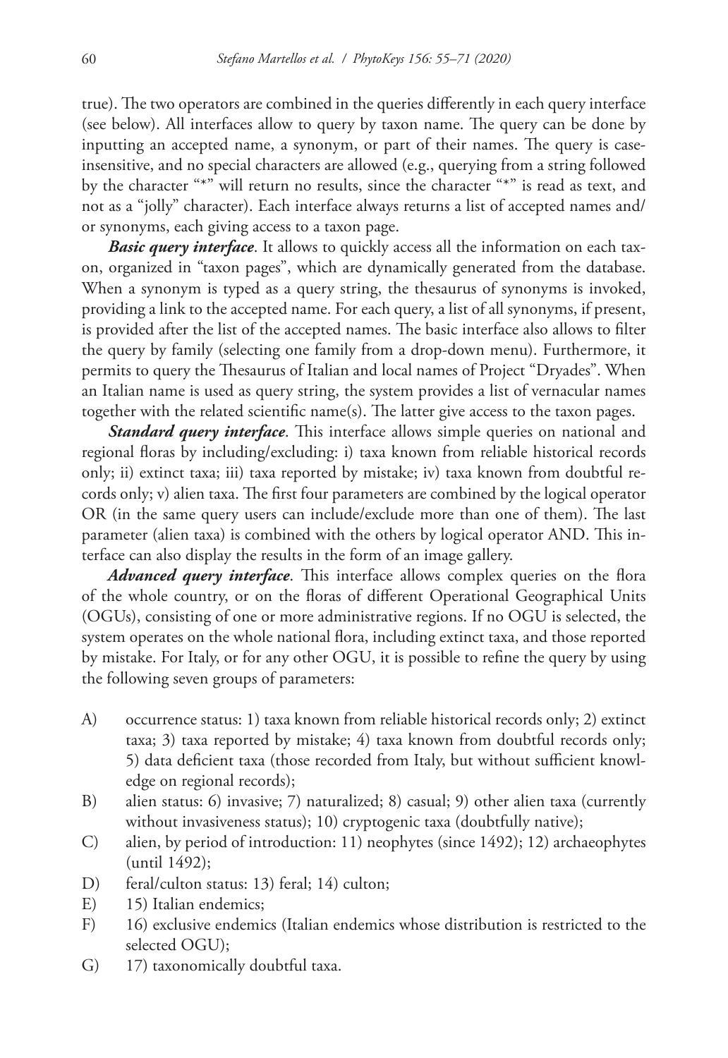true). The two operators are combined in the queries differently in each query interface (see below). All interfaces allow to query by taxon name. The query can be done by inputting an accepted name, a synonym, or part of their names. The query is case-insensitive, and no special characters are allowed (e.g., querying from a string followed by the character "*" will return no results, since the character "*" is read as text, and not as a "jolly" character). Each interface always returns a list of accepted names and/or synonyms, each giving access to a taxon page.

***Basic query interface***. It allows to quickly access all the information on each taxon, organized in "taxon pages", which are dynamically generated from the database. When a synonym is typed as a query string, the thesaurus of synonyms is invoked, providing a link to the accepted name. For each query, a list of all synonyms, if present, is provided after the list of the accepted names. The basic interface also allows to filter the query by family (selecting one family from a drop-down menu). Furthermore, it permits to query the Thesaurus of Italian and local names of Project "Dryades". When an Italian name is used as query string, the system provides a list of vernacular names together with the related scientific name(s). The latter give access to the taxon pages.

***Standard query interface***. This interface allows simple queries on national and regional floras by including/excluding: i) taxa known from reliable historical records only; ii) extinct taxa; iii) taxa reported by mistake; iv) taxa known from doubtful records only; v) alien taxa. The first four parameters are combined by the logical operator OR (in the same query users can include/exclude more than one of them). The last parameter (alien taxa) is combined with the others by logical operator AND. This interface can also display the results in the form of an image gallery.

***Advanced query interface***. This interface allows complex queries on the flora of the whole country, or on the floras of different Operational Geographical Units (OGUs), consisting of one or more administrative regions. If no OGU is selected, the system operates on the whole national flora, including extinct taxa, and those reported by mistake. For Italy, or for any other OGU, it is possible to refine the query by using the following seven groups of parameters:

A) occurrence status: 1) taxa known from reliable historical records only; 2) extinct taxa; 3) taxa reported by mistake; 4) taxa known from doubtful records only; 5) data deficient taxa (those recorded from Italy, but without sufficient knowledge on regional records);
B) alien status: 6) invasive; 7) naturalized; 8) casual; 9) other alien taxa (currently without invasiveness status); 10) cryptogenic taxa (doubtfully native);
C) alien, by period of introduction: 11) neophytes (since 1492); 12) archaeophytes (until 1492);
D) feral/culton status: 13) feral; 14) culton;
E) 15) Italian endemics;
F) 16) exclusive endemics (Italian endemics whose distribution is restricted to the selected OGU);
G) 17) taxonomically doubtful taxa.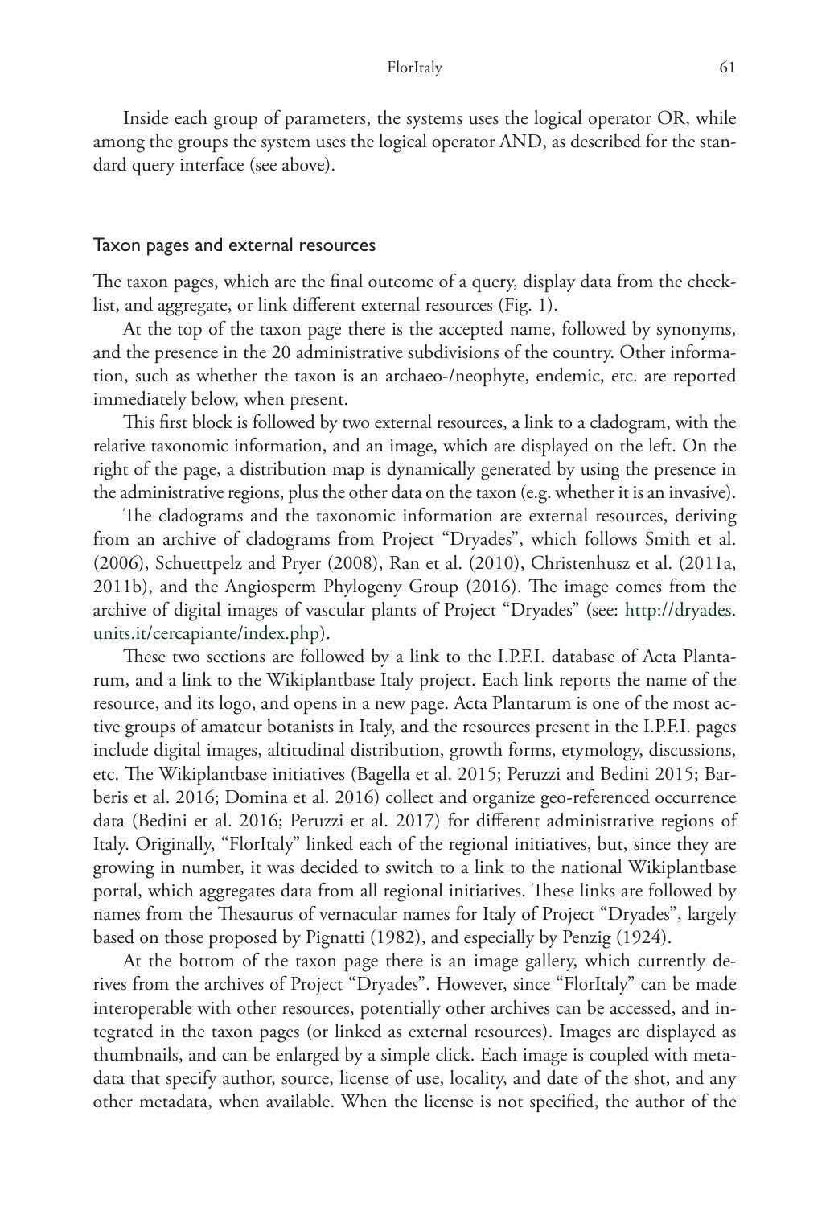Inside each group of parameters, the systems uses the logical operator OR, while among the groups the system uses the logical operator AND, as described for the standard query interface (see above).

## Taxon pages and external resources

The taxon pages, which are the final outcome of a query, display data from the checklist, and aggregate, or link different external resources (Fig. 1).

At the top of the taxon page there is the accepted name, followed by synonyms, and the presence in the 20 administrative subdivisions of the country. Other information, such as whether the taxon is an archaeo-/neophyte, endemic, etc. are reported immediately below, when present.

This first block is followed by two external resources, a link to a cladogram, with the relative taxonomic information, and an image, which are displayed on the left. On the right of the page, a distribution map is dynamically generated by using the presence in the administrative regions, plus the other data on the taxon (e.g. whether it is an invasive).

The cladograms and the taxonomic information are external resources, deriving from an archive of cladograms from Project "Dryades", which follows Smith et al. (2006), Schuettpelz and Pryer (2008), Ran et al. (2010), Christenhusz et al. (2011a, 2011b), and the Angiosperm Phylogeny Group (2016). The image comes from the archive of digital images of vascular plants of Project "Dryades" (see: http://dryades.units.it/cercapiante/index.php).

These two sections are followed by a link to the I.P.F.I. database of Acta Plantarum, and a link to the Wikiplantbase Italy project. Each link reports the name of the resource, and its logo, and opens in a new page. Acta Plantarum is one of the most active groups of amateur botanists in Italy, and the resources present in the I.P.F.I. pages include digital images, altitudinal distribution, growth forms, etymology, discussions, etc. The Wikiplantbase initiatives (Bagella et al. 2015; Peruzzi and Bedini 2015; Barberis et al. 2016; Domina et al. 2016) collect and organize geo-referenced occurrence data (Bedini et al. 2016; Peruzzi et al. 2017) for different administrative regions of Italy. Originally, "FlorItaly" linked each of the regional initiatives, but, since they are growing in number, it was decided to switch to a link to the national Wikiplantbase portal, which aggregates data from all regional initiatives. These links are followed by names from the Thesaurus of vernacular names for Italy of Project "Dryades", largely based on those proposed by Pignatti (1982), and especially by Penzig (1924).

At the bottom of the taxon page there is an image gallery, which currently derives from the archives of Project "Dryades". However, since "FlorItaly" can be made interoperable with other resources, potentially other archives can be accessed, and integrated in the taxon pages (or linked as external resources). Images are displayed as thumbnails, and can be enlarged by a simple click. Each image is coupled with metadata that specify author, source, license of use, locality, and date of the shot, and any other metadata, when available. When the license is not specified, the author of the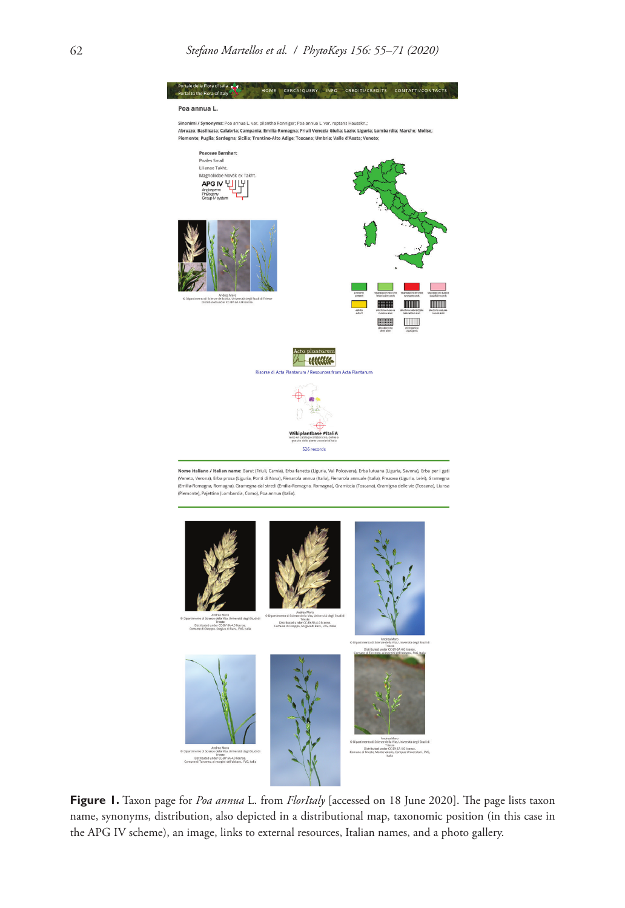**Figure 1.** Taxon page for *Poa annua* L. from *FlorItaly* [accessed on 18 June 2020]. The page lists taxon name, synonyms, distribution, also depicted in a distributional map, taxonomic position (in this case in the APG IV scheme), an image, links to external resources, Italian names, and a photo gallery.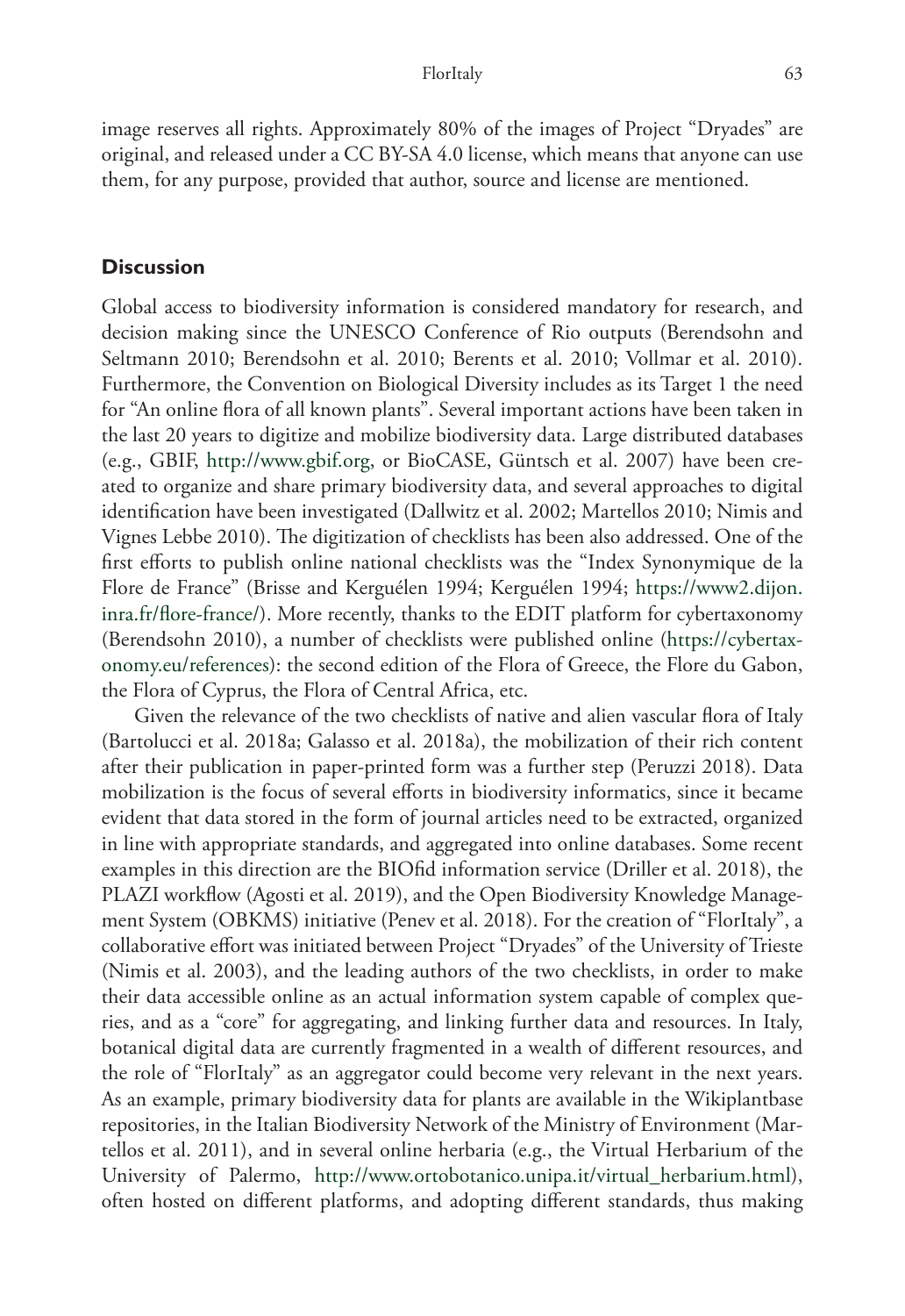image reserves all rights. Approximately 80% of the images of Project "Dryades" are original, and released under a CC BY-SA 4.0 license, which means that anyone can use them, for any purpose, provided that author, source and license are mentioned.

## Discussion

Global access to biodiversity information is considered mandatory for research, and decision making since the UNESCO Conference of Rio outputs (Berendsohn and Seltmann 2010; Berendsohn et al. 2010; Berents et al. 2010; Vollmar et al. 2010). Furthermore, the Convention on Biological Diversity includes as its Target 1 the need for "An online flora of all known plants". Several important actions have been taken in the last 20 years to digitize and mobilize biodiversity data. Large distributed databases (e.g., GBIF, http://www.gbif.org, or BioCASE, Güntsch et al. 2007) have been created to organize and share primary biodiversity data, and several approaches to digital identification have been investigated (Dallwitz et al. 2002; Martellos 2010; Nimis and Vignes Lebbe 2010). The digitization of checklists has been also addressed. One of the first efforts to publish online national checklists was the "Index Synonymique de la Flore de France" (Brisse and Kerguélen 1994; Kerguélen 1994; https://www2.dijon.inra.fr/flore-france/). More recently, thanks to the EDIT platform for cybertaxonomy (Berendsohn 2010), a number of checklists were published online (https://cybertaxonomy.eu/references): the second edition of the Flora of Greece, the Flore du Gabon, the Flora of Cyprus, the Flora of Central Africa, etc.

Given the relevance of the two checklists of native and alien vascular flora of Italy (Bartolucci et al. 2018a; Galasso et al. 2018a), the mobilization of their rich content after their publication in paper-printed form was a further step (Peruzzi 2018). Data mobilization is the focus of several efforts in biodiversity informatics, since it became evident that data stored in the form of journal articles need to be extracted, organized in line with appropriate standards, and aggregated into online databases. Some recent examples in this direction are the BIOfid information service (Driller et al. 2018), the PLAZI workflow (Agosti et al. 2019), and the Open Biodiversity Knowledge Management System (OBKMS) initiative (Penev et al. 2018). For the creation of "FlorItaly", a collaborative effort was initiated between Project "Dryades" of the University of Trieste (Nimis et al. 2003), and the leading authors of the two checklists, in order to make their data accessible online as an actual information system capable of complex queries, and as a "core" for aggregating, and linking further data and resources. In Italy, botanical digital data are currently fragmented in a wealth of different resources, and the role of "FlorItaly" as an aggregator could become very relevant in the next years. As an example, primary biodiversity data for plants are available in the Wikiplantbase repositories, in the Italian Biodiversity Network of the Ministry of Environment (Martellos et al. 2011), and in several online herbaria (e.g., the Virtual Herbarium of the University of Palermo, http://www.ortobotanico.unipa.it/virtual_herbarium.html), often hosted on different platforms, and adopting different standards, thus making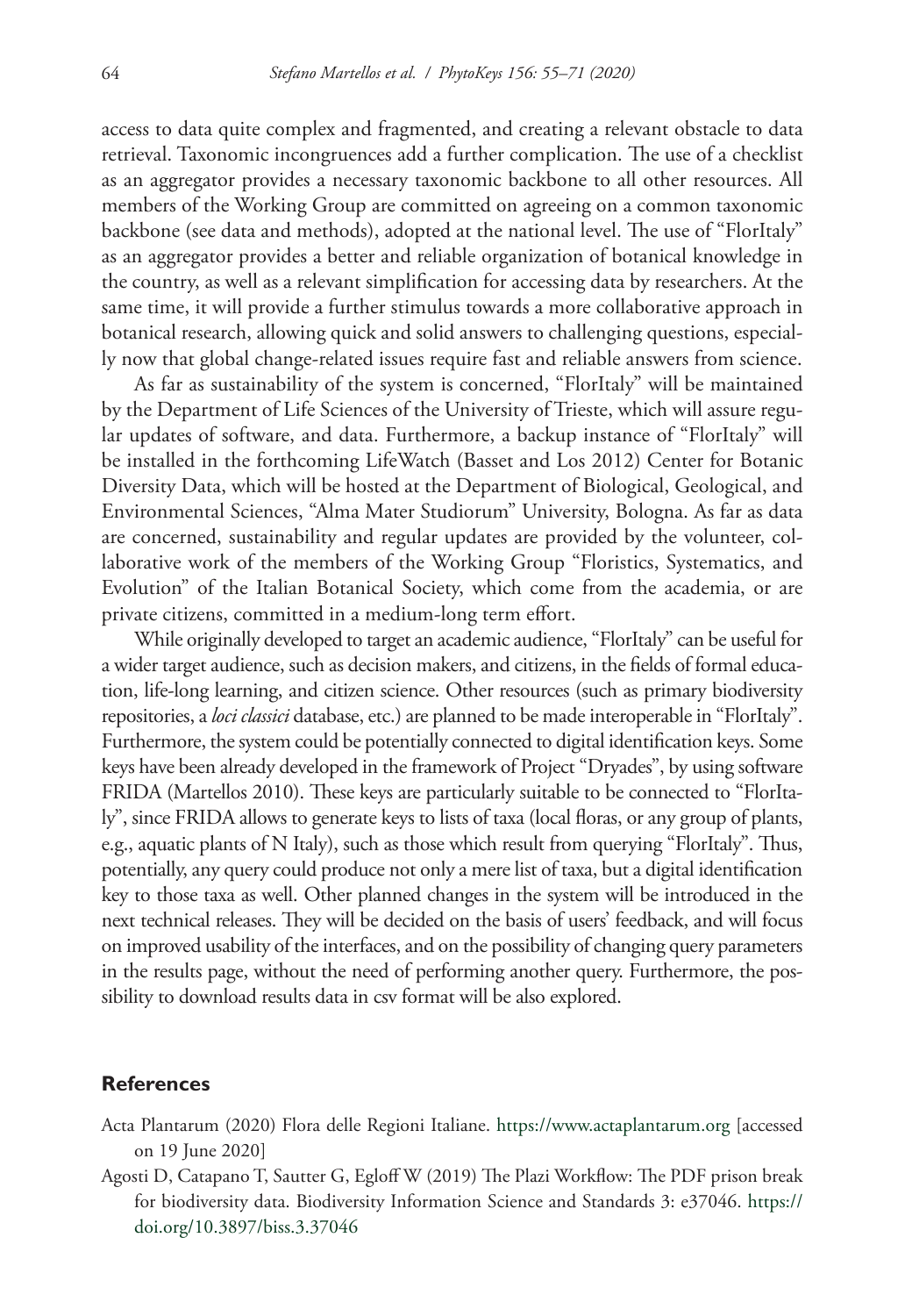access to data quite complex and fragmented, and creating a relevant obstacle to data retrieval. Taxonomic incongruences add a further complication. The use of a checklist as an aggregator provides a necessary taxonomic backbone to all other resources. All members of the Working Group are committed on agreeing on a common taxonomic backbone (see data and methods), adopted at the national level. The use of "FlorItaly" as an aggregator provides a better and reliable organization of botanical knowledge in the country, as well as a relevant simplification for accessing data by researchers. At the same time, it will provide a further stimulus towards a more collaborative approach in botanical research, allowing quick and solid answers to challenging questions, especially now that global change-related issues require fast and reliable answers from science.

As far as sustainability of the system is concerned, "FlorItaly" will be maintained by the Department of Life Sciences of the University of Trieste, which will assure regular updates of software, and data. Furthermore, a backup instance of "FlorItaly" will be installed in the forthcoming LifeWatch (Basset and Los 2012) Center for Botanic Diversity Data, which will be hosted at the Department of Biological, Geological, and Environmental Sciences, "Alma Mater Studiorum" University, Bologna. As far as data are concerned, sustainability and regular updates are provided by the volunteer, collaborative work of the members of the Working Group "Floristics, Systematics, and Evolution" of the Italian Botanical Society, which come from the academia, or are private citizens, committed in a medium-long term effort.

While originally developed to target an academic audience, "FlorItaly" can be useful for a wider target audience, such as decision makers, and citizens, in the fields of formal education, life-long learning, and citizen science. Other resources (such as primary biodiversity repositories, a *loci classici* database, etc.) are planned to be made interoperable in "FlorItaly". Furthermore, the system could be potentially connected to digital identification keys. Some keys have been already developed in the framework of Project "Dryades", by using software FRIDA (Martellos 2010). These keys are particularly suitable to be connected to "FlorItaly", since FRIDA allows to generate keys to lists of taxa (local floras, or any group of plants, e.g., aquatic plants of N Italy), such as those which result from querying "FlorItaly". Thus, potentially, any query could produce not only a mere list of taxa, but a digital identification key to those taxa as well. Other planned changes in the system will be introduced in the next technical releases. They will be decided on the basis of users' feedback, and will focus on improved usability of the interfaces, and on the possibility of changing query parameters in the results page, without the need of performing another query. Furthermore, the possibility to download results data in csv format will be also explored.

## References

Acta Plantarum (2020) Flora delle Regioni Italiane. https://www.actaplantarum.org [accessed on 19 June 2020]

Agosti D, Catapano T, Sautter G, Egloff W (2019) The Plazi Workflow: The PDF prison break for biodiversity data. Biodiversity Information Science and Standards 3: e37046. https://doi.org/10.3897/biss.3.37046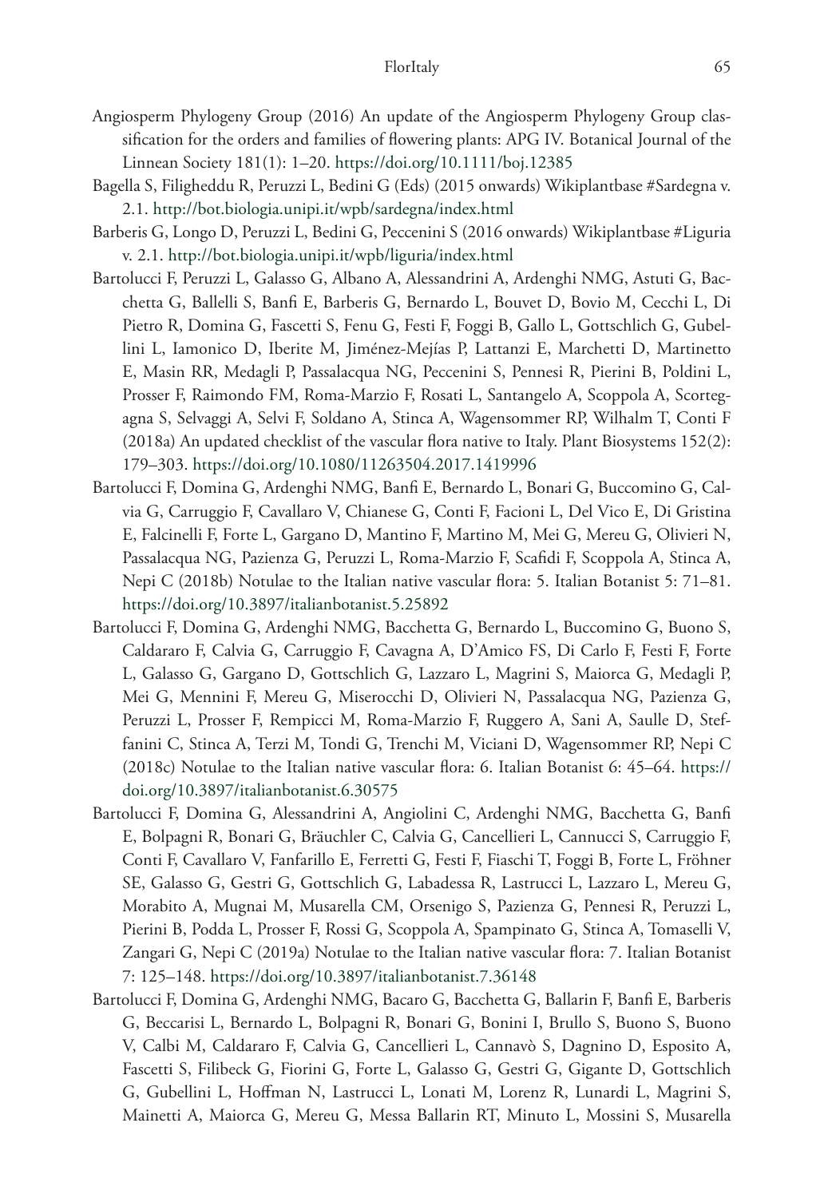Angiosperm Phylogeny Group (2016) An update of the Angiosperm Phylogeny Group classification for the orders and families of flowering plants: APG IV. Botanical Journal of the Linnean Society 181(1): 1–20. https://doi.org/10.1111/boj.12385

Bagella S, Filigheddu R, Peruzzi L, Bedini G (Eds) (2015 onwards) Wikiplantbase #Sardegna v. 2.1. http://bot.biologia.unipi.it/wpb/sardegna/index.html

Barberis G, Longo D, Peruzzi L, Bedini G, Peccenini S (2016 onwards) Wikiplantbase #Liguria v. 2.1. http://bot.biologia.unipi.it/wpb/liguria/index.html

Bartolucci F, Peruzzi L, Galasso G, Albano A, Alessandrini A, Ardenghi NMG, Astuti G, Bacchetta G, Ballelli S, Banfi E, Barberis G, Bernardo L, Bouvet D, Bovio M, Cecchi L, Di Pietro R, Domina G, Fascetti S, Fenu G, Festi F, Foggi B, Gallo L, Gottschlich G, Gubellini L, Iamonico D, Iberite M, Jiménez-Mejías P, Lattanzi E, Marchetti D, Martinetto E, Masin RR, Medagli P, Passalacqua NG, Peccenini S, Pennesi R, Pierini B, Poldini L, Prosser F, Raimondo FM, Roma-Marzio F, Rosati L, Santangelo A, Scoppola A, Scortegagna S, Selvaggi A, Selvi F, Soldano A, Stinca A, Wagensommer RP, Wilhalm T, Conti F (2018a) An updated checklist of the vascular flora native to Italy. Plant Biosystems 152(2): 179–303. https://doi.org/10.1080/11263504.2017.1419996

Bartolucci F, Domina G, Ardenghi NMG, Banfi E, Bernardo L, Bonari G, Buccomino G, Calvia G, Carruggio F, Cavallaro V, Chianese G, Conti F, Facioni L, Del Vico E, Di Gristina E, Falcinelli F, Forte L, Gargano D, Mantino F, Martino M, Mei G, Mereu G, Olivieri N, Passalacqua NG, Pazienza G, Peruzzi L, Roma-Marzio F, Scafidi F, Scoppola A, Stinca A, Nepi C (2018b) Notulae to the Italian native vascular flora: 5. Italian Botanist 5: 71–81. https://doi.org/10.3897/italianbotanist.5.25892

Bartolucci F, Domina G, Ardenghi NMG, Bacchetta G, Bernardo L, Buccomino G, Buono S, Caldararo F, Calvia G, Carruggio F, Cavagna A, D'Amico FS, Di Carlo F, Festi F, Forte L, Galasso G, Gargano D, Gottschlich G, Lazzaro L, Magrini S, Maiorca G, Medagli P, Mei G, Mennini F, Mereu G, Miserocchi D, Olivieri N, Passalacqua NG, Pazienza G, Peruzzi L, Prosser F, Rempicci M, Roma-Marzio F, Ruggero A, Sani A, Saulle D, Steffanini C, Stinca A, Terzi M, Tondi G, Trenchi M, Viciani D, Wagensommer RP, Nepi C (2018c) Notulae to the Italian native vascular flora: 6. Italian Botanist 6: 45–64. https://doi.org/10.3897/italianbotanist.6.30575

Bartolucci F, Domina G, Alessandrini A, Angiolini C, Ardenghi NMG, Bacchetta G, Banfi E, Bolpagni R, Bonari G, Bräuchler C, Calvia G, Cancellieri L, Cannucci S, Carruggio F, Conti F, Cavallaro V, Fanfarillo E, Ferretti G, Festi F, Fiaschi T, Foggi B, Forte L, Fröhner SE, Galasso G, Gestri G, Gottschlich G, Labadessa R, Lastrucci L, Lazzaro L, Mereu G, Morabito A, Mugnai M, Musarella CM, Orsenigo S, Pazienza G, Pennesi R, Peruzzi L, Pierini B, Podda L, Prosser F, Rossi G, Scoppola A, Spampinato G, Stinca A, Tomaselli V, Zangari G, Nepi C (2019a) Notulae to the Italian native vascular flora: 7. Italian Botanist 7: 125–148. https://doi.org/10.3897/italianbotanist.7.36148

Bartolucci F, Domina G, Ardenghi NMG, Bacaro G, Bacchetta G, Ballarin F, Banfi E, Barberis G, Beccarisi L, Bernardo L, Bolpagni R, Bonari G, Bonini I, Brullo S, Buono S, Buono V, Calbi M, Caldararo F, Calvia G, Cancellieri L, Cannavò S, Dagnino D, Esposito A, Fascetti S, Filibeck G, Fiorini G, Forte L, Galasso G, Gestri G, Gigante D, Gottschlich G, Gubellini L, Hoffman N, Lastrucci L, Lonati M, Lorenz R, Lunardi L, Magrini S, Mainetti A, Maiorca G, Mereu G, Messa Ballarin RT, Minuto L, Mossini S, Musarella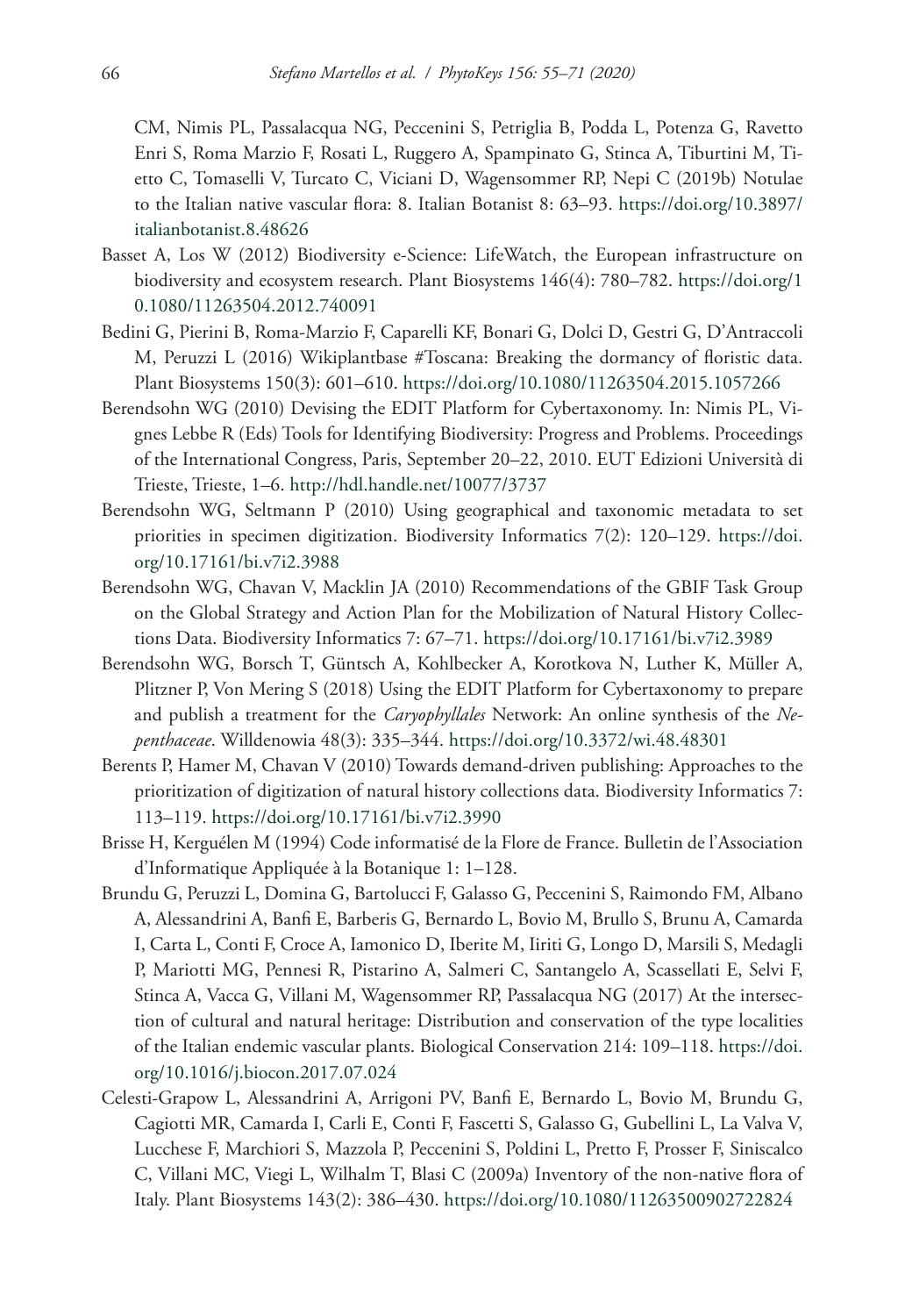CM, Nimis PL, Passalacqua NG, Peccenini S, Petriglia B, Podda L, Potenza G, Ravetto Enri S, Roma Marzio F, Rosati L, Ruggero A, Spampinato G, Stinca A, Tiburtini M, Tietto C, Tomaselli V, Turcato C, Viciani D, Wagensommer RP, Nepi C (2019b) Notulae to the Italian native vascular flora: 8. Italian Botanist 8: 63–93. https://doi.org/10.3897/italianbotanist.8.48626

Basset A, Los W (2012) Biodiversity e-Science: LifeWatch, the European infrastructure on biodiversity and ecosystem research. Plant Biosystems 146(4): 780–782. https://doi.org/10.1080/11263504.2012.740091

Bedini G, Pierini B, Roma-Marzio F, Caparelli KF, Bonari G, Dolci D, Gestri G, D'Antraccoli M, Peruzzi L (2016) Wikiplantbase #Toscana: Breaking the dormancy of floristic data. Plant Biosystems 150(3): 601–610. https://doi.org/10.1080/11263504.2015.1057266

Berendsohn WG (2010) Devising the EDIT Platform for Cybertaxonomy. In: Nimis PL, Vignes Lebbe R (Eds) Tools for Identifying Biodiversity: Progress and Problems. Proceedings of the International Congress, Paris, September 20–22, 2010. EUT Edizioni Università di Trieste, Trieste, 1–6. http://hdl.handle.net/10077/3737

Berendsohn WG, Seltmann P (2010) Using geographical and taxonomic metadata to set priorities in specimen digitization. Biodiversity Informatics 7(2): 120–129. https://doi.org/10.17161/bi.v7i2.3988

Berendsohn WG, Chavan V, Macklin JA (2010) Recommendations of the GBIF Task Group on the Global Strategy and Action Plan for the Mobilization of Natural History Collections Data. Biodiversity Informatics 7: 67–71. https://doi.org/10.17161/bi.v7i2.3989

Berendsohn WG, Borsch T, Güntsch A, Kohlbecker A, Korotkova N, Luther K, Müller A, Plitzner P, Von Mering S (2018) Using the EDIT Platform for Cybertaxonomy to prepare and publish a treatment for the *Caryophyllales* Network: An online synthesis of the *Nepenthaceae*. Willdenowia 48(3): 335–344. https://doi.org/10.3372/wi.48.48301

Berents P, Hamer M, Chavan V (2010) Towards demand-driven publishing: Approaches to the prioritization of digitization of natural history collections data. Biodiversity Informatics 7: 113–119. https://doi.org/10.17161/bi.v7i2.3990

Brisse H, Kerguélen M (1994) Code informatisé de la Flore de France. Bulletin de l'Association d'Informatique Appliquée à la Botanique 1: 1–128.

Brundu G, Peruzzi L, Domina G, Bartolucci F, Galasso G, Peccenini S, Raimondo FM, Albano A, Alessandrini A, Banfi E, Barberis G, Bernardo L, Bovio M, Brullo S, Brunu A, Camarda I, Carta L, Conti F, Croce A, Iamonico D, Iberite M, Iiriti G, Longo D, Marsili S, Medagli P, Mariotti MG, Pennesi R, Pistarino A, Salmeri C, Santangelo A, Scassellati E, Selvi F, Stinca A, Vacca G, Villani M, Wagensommer RP, Passalacqua NG (2017) At the intersection of cultural and natural heritage: Distribution and conservation of the type localities of the Italian endemic vascular plants. Biological Conservation 214: 109–118. https://doi.org/10.1016/j.biocon.2017.07.024

Celesti-Grapow L, Alessandrini A, Arrigoni PV, Banfi E, Bernardo L, Bovio M, Brundu G, Cagiotti MR, Camarda I, Carli E, Conti F, Fascetti S, Galasso G, Gubellini L, La Valva V, Lucchese F, Marchiori S, Mazzola P, Peccenini S, Poldini L, Pretto F, Prosser F, Siniscalco C, Villani MC, Viegi L, Wilhalm T, Blasi C (2009a) Inventory of the non-native flora of Italy. Plant Biosystems 143(2): 386–430. https://doi.org/10.1080/11263500902722824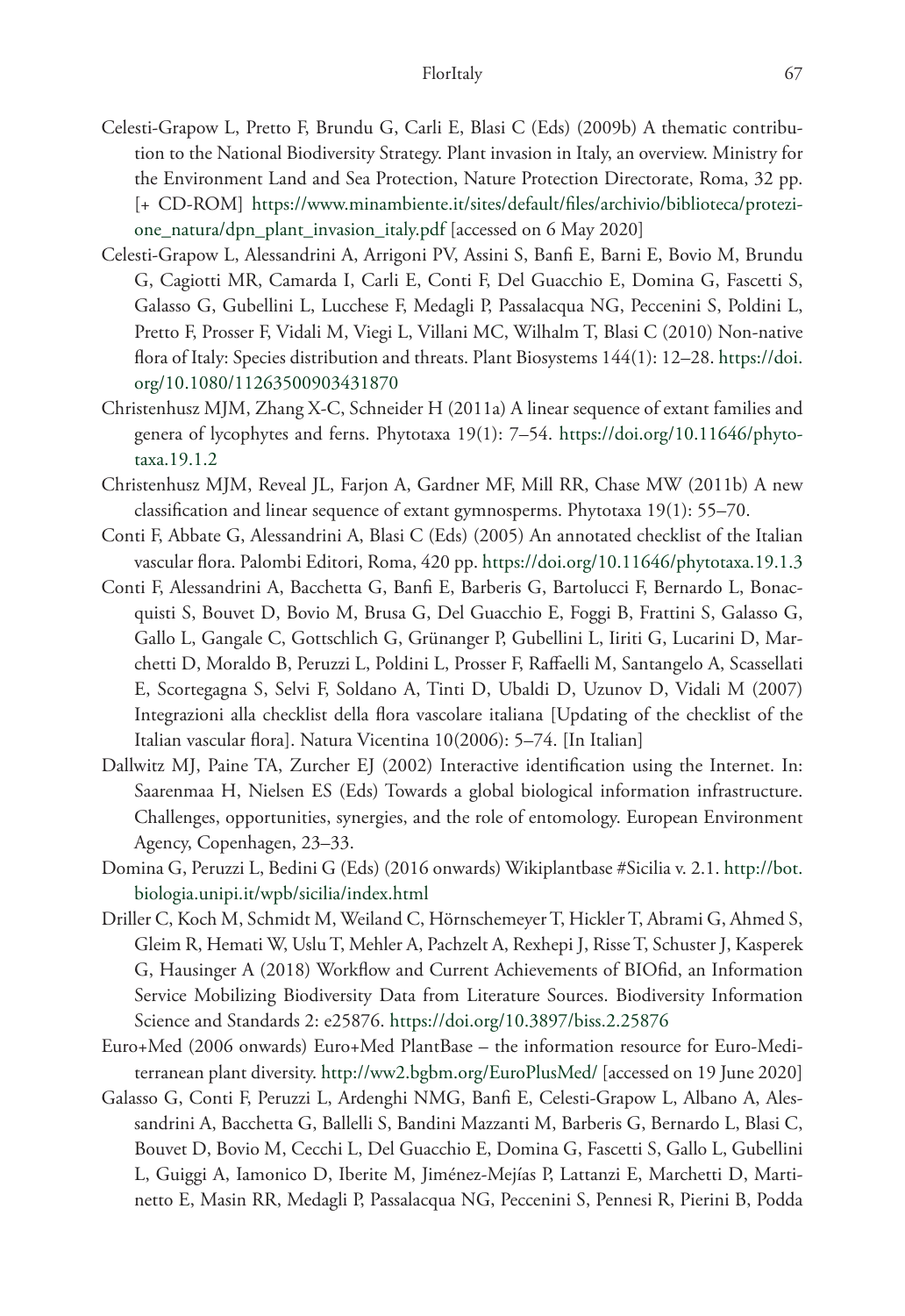Celesti-Grapow L, Pretto F, Brundu G, Carli E, Blasi C (Eds) (2009b) A thematic contribution to the National Biodiversity Strategy. Plant invasion in Italy, an overview. Ministry for the Environment Land and Sea Protection, Nature Protection Directorate, Roma, 32 pp. [+ CD-ROM] https://www.minambiente.it/sites/default/files/archivio/biblioteca/protezione_natura/dpn_plant_invasion_italy.pdf [accessed on 6 May 2020]

Celesti-Grapow L, Alessandrini A, Arrigoni PV, Assini S, Banfi E, Barni E, Bovio M, Brundu G, Cagiotti MR, Camarda I, Carli E, Conti F, Del Guacchio E, Domina G, Fascetti S, Galasso G, Gubellini L, Lucchese F, Medagli P, Passalacqua NG, Peccenini S, Poldini L, Pretto F, Prosser F, Vidali M, Viegi L, Villani MC, Wilhalm T, Blasi C (2010) Non-native flora of Italy: Species distribution and threats. Plant Biosystems 144(1): 12–28. https://doi.org/10.1080/11263500903431870

Christenhusz MJM, Zhang X-C, Schneider H (2011a) A linear sequence of extant families and genera of lycophytes and ferns. Phytotaxa 19(1): 7–54. https://doi.org/10.11646/phytotaxa.19.1.2

Christenhusz MJM, Reveal JL, Farjon A, Gardner MF, Mill RR, Chase MW (2011b) A new classification and linear sequence of extant gymnosperms. Phytotaxa 19(1): 55–70.

Conti F, Abbate G, Alessandrini A, Blasi C (Eds) (2005) An annotated checklist of the Italian vascular flora. Palombi Editori, Roma, 420 pp. https://doi.org/10.11646/phytotaxa.19.1.3

Conti F, Alessandrini A, Bacchetta G, Banfi E, Barberis G, Bartolucci F, Bernardo L, Bonacquisti S, Bouvet D, Bovio M, Brusa G, Del Guacchio E, Foggi B, Frattini S, Galasso G, Gallo L, Gangale C, Gottschlich G, Grünanger P, Gubellini L, Iiriti G, Lucarini D, Marchetti D, Moraldo B, Peruzzi L, Poldini L, Prosser F, Raffaelli M, Santangelo A, Scassellati E, Scortegagna S, Selvi F, Soldano A, Tinti D, Ubaldi D, Uzunov D, Vidali M (2007) Integrazioni alla checklist della flora vascolare italiana [Updating of the checklist of the Italian vascular flora]. Natura Vicentina 10(2006): 5–74. [In Italian]

Dallwitz MJ, Paine TA, Zurcher EJ (2002) Interactive identification using the Internet. In: Saarenmaa H, Nielsen ES (Eds) Towards a global biological information infrastructure. Challenges, opportunities, synergies, and the role of entomology. European Environment Agency, Copenhagen, 23–33.

Domina G, Peruzzi L, Bedini G (Eds) (2016 onwards) Wikiplantbase #Sicilia v. 2.1. http://bot.biologia.unipi.it/wpb/sicilia/index.html

Driller C, Koch M, Schmidt M, Weiland C, Hörnschemeyer T, Hickler T, Abrami G, Ahmed S, Gleim R, Hemati W, Uslu T, Mehler A, Pachzelt A, Rexhepi J, Risse T, Schuster J, Kasperek G, Hausinger A (2018) Workflow and Current Achievements of BIOfid, an Information Service Mobilizing Biodiversity Data from Literature Sources. Biodiversity Information Science and Standards 2: e25876. https://doi.org/10.3897/biss.2.25876

Euro+Med (2006 onwards) Euro+Med PlantBase – the information resource for Euro-Mediterranean plant diversity. http://ww2.bgbm.org/EuroPlusMed/ [accessed on 19 June 2020]

Galasso G, Conti F, Peruzzi L, Ardenghi NMG, Banfi E, Celesti-Grapow L, Albano A, Alessandrini A, Bacchetta G, Ballelli S, Bandini Mazzanti M, Barberis G, Bernardo L, Blasi C, Bouvet D, Bovio M, Cecchi L, Del Guacchio E, Domina G, Fascetti S, Gallo L, Gubellini L, Guiggi A, Iamonico D, Iberite M, Jiménez-Mejías P, Lattanzi E, Marchetti D, Martinetto E, Masin RR, Medagli P, Passalacqua NG, Peccenini S, Pennesi R, Pierini B, Podda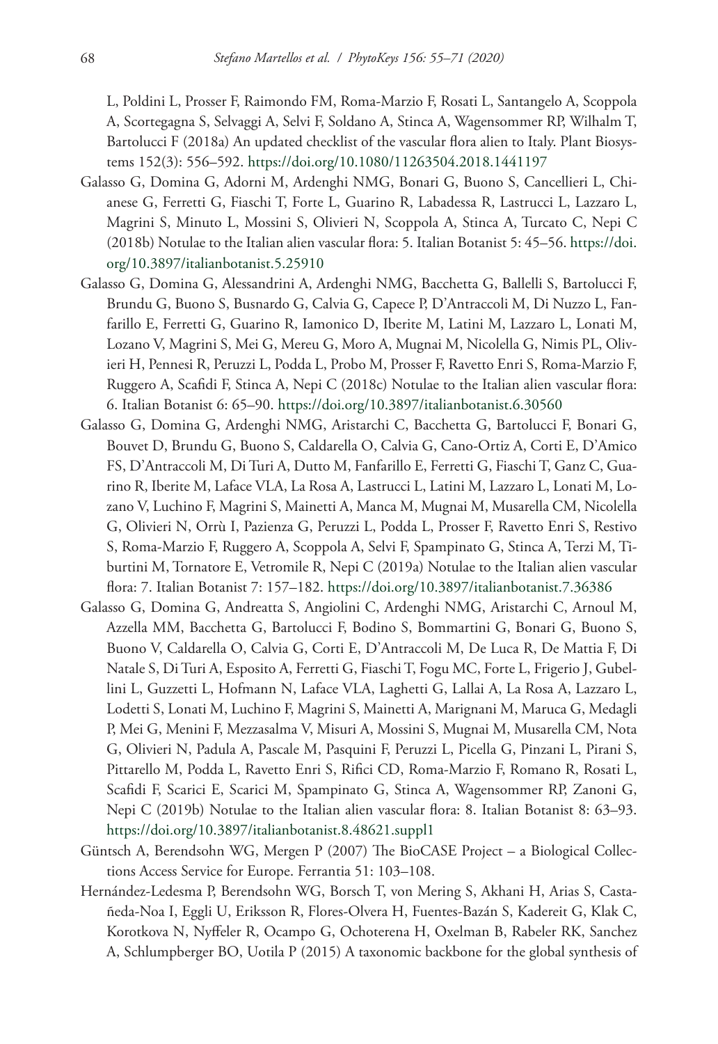L, Poldini L, Prosser F, Raimondo FM, Roma-Marzio F, Rosati L, Santangelo A, Scoppola A, Scortegagna S, Selvaggi A, Selvi F, Soldano A, Stinca A, Wagensommer RP, Wilhalm T, Bartolucci F (2018a) An updated checklist of the vascular flora alien to Italy. Plant Biosystems 152(3): 556–592. https://doi.org/10.1080/11263504.2018.1441197

Galasso G, Domina G, Adorni M, Ardenghi NMG, Bonari G, Buono S, Cancellieri L, Chianese G, Ferretti G, Fiaschi T, Forte L, Guarino R, Labadessa R, Lastrucci L, Lazzaro L, Magrini S, Minuto L, Mossini S, Olivieri N, Scoppola A, Stinca A, Turcato C, Nepi C (2018b) Notulae to the Italian alien vascular flora: 5. Italian Botanist 5: 45–56. https://doi.org/10.3897/italianbotanist.5.25910

Galasso G, Domina G, Alessandrini A, Ardenghi NMG, Bacchetta G, Ballelli S, Bartolucci F, Brundu G, Buono S, Busnardo G, Calvia G, Capece P, D'Antraccoli M, Di Nuzzo L, Fanfarillo E, Ferretti G, Guarino R, Iamonico D, Iberite M, Latini M, Lazzaro L, Lonati M, Lozano V, Magrini S, Mei G, Mereu G, Moro A, Mugnai M, Nicolella G, Nimis PL, Olivieri H, Pennesi R, Peruzzi L, Podda L, Probo M, Prosser F, Ravetto Enri S, Roma-Marzio F, Ruggero A, Scafidi F, Stinca A, Nepi C (2018c) Notulae to the Italian alien vascular flora: 6. Italian Botanist 6: 65–90. https://doi.org/10.3897/italianbotanist.6.30560

Galasso G, Domina G, Ardenghi NMG, Aristarchi C, Bacchetta G, Bartolucci F, Bonari G, Bouvet D, Brundu G, Buono S, Caldarella O, Calvia G, Cano-Ortiz A, Corti E, D'Amico FS, D'Antraccoli M, Di Turi A, Dutto M, Fanfarillo E, Ferretti G, Fiaschi T, Ganz C, Guarino R, Iberite M, Laface VLA, La Rosa A, Lastrucci L, Latini M, Lazzaro L, Lonati M, Lozano V, Luchino F, Magrini S, Mainetti A, Manca M, Mugnai M, Musarella CM, Nicolella G, Olivieri N, Orrù I, Pazienza G, Peruzzi L, Podda L, Prosser F, Ravetto Enri S, Restivo S, Roma-Marzio F, Ruggero A, Scoppola A, Selvi F, Spampinato G, Stinca A, Terzi M, Tiburtini M, Tornatore E, Vetromile R, Nepi C (2019a) Notulae to the Italian alien vascular flora: 7. Italian Botanist 7: 157–182. https://doi.org/10.3897/italianbotanist.7.36386

Galasso G, Domina G, Andreatta S, Angiolini C, Ardenghi NMG, Aristarchi C, Arnoul M, Azzella MM, Bacchetta G, Bartolucci F, Bodino S, Bommartini G, Bonari G, Buono S, Buono V, Caldarella O, Calvia G, Corti E, D'Antraccoli M, De Luca R, De Mattia F, Di Natale S, Di Turi A, Esposito A, Ferretti G, Fiaschi T, Fogu MC, Forte L, Frigerio J, Gubellini L, Guzzetti L, Hofmann N, Laface VLA, Laghetti G, Lallai A, La Rosa A, Lazzaro L, Lodetti S, Lonati M, Luchino F, Magrini S, Mainetti A, Marignani M, Maruca G, Medagli P, Mei G, Menini F, Mezzasalma V, Misuri A, Mossini S, Mugnai M, Musarella CM, Nota G, Olivieri N, Padula A, Pascale M, Pasquini F, Peruzzi L, Picella G, Pinzani L, Pirani S, Pittarello M, Podda L, Ravetto Enri S, Rifici CD, Roma-Marzio F, Romano R, Rosati L, Scafidi F, Scarici E, Scarici M, Spampinato G, Stinca A, Wagensommer RP, Zanoni G, Nepi C (2019b) Notulae to the Italian alien vascular flora: 8. Italian Botanist 8: 63–93. https://doi.org/10.3897/italianbotanist.8.48621.suppl1

Güntsch A, Berendsohn WG, Mergen P (2007) The BioCASE Project – a Biological Collections Access Service for Europe. Ferrantia 51: 103–108.

Hernández-Ledesma P, Berendsohn WG, Borsch T, von Mering S, Akhani H, Arias S, Castañeda-Noa I, Eggli U, Eriksson R, Flores-Olvera H, Fuentes-Bazán S, Kadereit G, Klak C, Korotkova N, Nyffeler R, Ocampo G, Ochoterena H, Oxelman B, Rabeler RK, Sanchez A, Schlumpberger BO, Uotila P (2015) A taxonomic backbone for the global synthesis of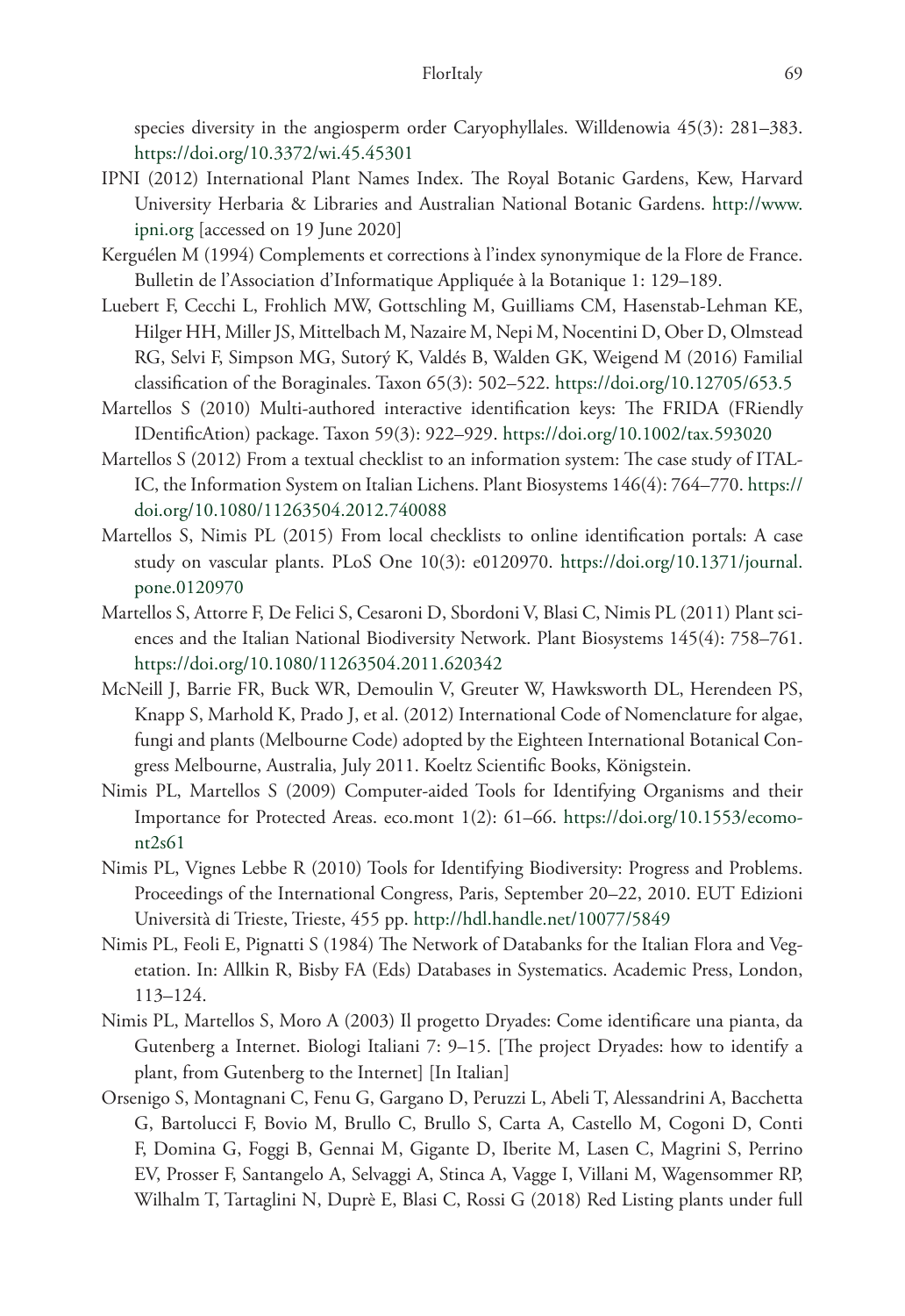species diversity in the angiosperm order Caryophyllales. Willdenowia 45(3): 281–383. https://doi.org/10.3372/wi.45.45301

IPNI (2012) International Plant Names Index. The Royal Botanic Gardens, Kew, Harvard University Herbaria & Libraries and Australian National Botanic Gardens. http://www.ipni.org [accessed on 19 June 2020]

Kerguélen M (1994) Complements et corrections à l'index synonymique de la Flore de France. Bulletin de l'Association d'Informatique Appliquée à la Botanique 1: 129–189.

Luebert F, Cecchi L, Frohlich MW, Gottschling M, Guilliams CM, Hasenstab-Lehman KE, Hilger HH, Miller JS, Mittelbach M, Nazaire M, Nepi M, Nocentini D, Ober D, Olmstead RG, Selvi F, Simpson MG, Sutorý K, Valdés B, Walden GK, Weigend M (2016) Familial classification of the Boraginales. Taxon 65(3): 502–522. https://doi.org/10.12705/653.5

Martellos S (2010) Multi-authored interactive identification keys: The FRIDA (FRiendly IDentificAtion) package. Taxon 59(3): 922–929. https://doi.org/10.1002/tax.593020

Martellos S (2012) From a textual checklist to an information system: The case study of ITALIC, the Information System on Italian Lichens. Plant Biosystems 146(4): 764–770. https://doi.org/10.1080/11263504.2012.740088

Martellos S, Nimis PL (2015) From local checklists to online identification portals: A case study on vascular plants. PLoS One 10(3): e0120970. https://doi.org/10.1371/journal.pone.0120970

Martellos S, Attorre F, De Felici S, Cesaroni D, Sbordoni V, Blasi C, Nimis PL (2011) Plant sciences and the Italian National Biodiversity Network. Plant Biosystems 145(4): 758–761. https://doi.org/10.1080/11263504.2011.620342

McNeill J, Barrie FR, Buck WR, Demoulin V, Greuter W, Hawksworth DL, Herendeen PS, Knapp S, Marhold K, Prado J, et al. (2012) International Code of Nomenclature for algae, fungi and plants (Melbourne Code) adopted by the Eighteen International Botanical Congress Melbourne, Australia, July 2011. Koeltz Scientific Books, Königstein.

Nimis PL, Martellos S (2009) Computer-aided Tools for Identifying Organisms and their Importance for Protected Areas. eco.mont 1(2): 61–66. https://doi.org/10.1553/ecomont2s61

Nimis PL, Vignes Lebbe R (2010) Tools for Identifying Biodiversity: Progress and Problems. Proceedings of the International Congress, Paris, September 20–22, 2010. EUT Edizioni Università di Trieste, Trieste, 455 pp. http://hdl.handle.net/10077/5849

Nimis PL, Feoli E, Pignatti S (1984) The Network of Databanks for the Italian Flora and Vegetation. In: Allkin R, Bisby FA (Eds) Databases in Systematics. Academic Press, London, 113–124.

Nimis PL, Martellos S, Moro A (2003) Il progetto Dryades: Come identificare una pianta, da Gutenberg a Internet. Biologi Italiani 7: 9–15. [The project Dryades: how to identify a plant, from Gutenberg to the Internet] [In Italian]

Orsenigo S, Montagnani C, Fenu G, Gargano D, Peruzzi L, Abeli T, Alessandrini A, Bacchetta G, Bartolucci F, Bovio M, Brullo C, Brullo S, Carta A, Castello M, Cogoni D, Conti F, Domina G, Foggi B, Gennai M, Gigante D, Iberite M, Lasen C, Magrini S, Perrino EV, Prosser F, Santangelo A, Selvaggi A, Stinca A, Vagge I, Villani M, Wagensommer RP, Wilhalm T, Tartaglini N, Duprè E, Blasi C, Rossi G (2018) Red Listing plants under full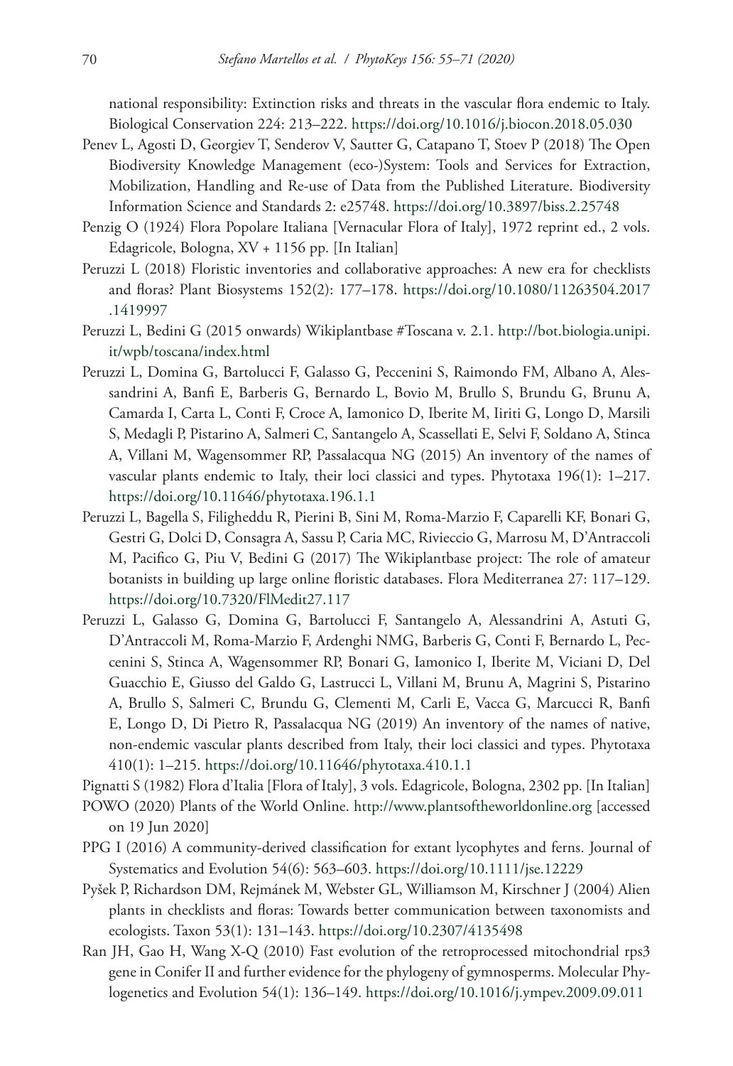national responsibility: Extinction risks and threats in the vascular flora endemic to Italy. Biological Conservation 224: 213–222. https://doi.org/10.1016/j.biocon.2018.05.030

Penev L, Agosti D, Georgiev T, Senderov V, Sautter G, Catapano T, Stoev P (2018) The Open Biodiversity Knowledge Management (eco-)System: Tools and Services for Extraction, Mobilization, Handling and Re-use of Data from the Published Literature. Biodiversity Information Science and Standards 2: e25748. https://doi.org/10.3897/biss.2.25748

Penzig O (1924) Flora Popolare Italiana [Vernacular Flora of Italy], 1972 reprint ed., 2 vols. Edagricole, Bologna, XV + 1156 pp. [In Italian]

Peruzzi L (2018) Floristic inventories and collaborative approaches: A new era for checklists and floras? Plant Biosystems 152(2): 177–178. https://doi.org/10.1080/11263504.2017.1419997

Peruzzi L, Bedini G (2015 onwards) Wikiplantbase #Toscana v. 2.1. http://bot.biologia.unipi.it/wpb/toscana/index.html

Peruzzi L, Domina G, Bartolucci F, Galasso G, Peccenini S, Raimondo FM, Albano A, Alessandrini A, Banfi E, Barberis G, Bernardo L, Bovio M, Brullo S, Brundu G, Brunu A, Camarda I, Carta L, Conti F, Croce A, Iamonico D, Iberite M, Iiriti G, Longo D, Marsili S, Medagli P, Pistarino A, Salmeri C, Santangelo A, Scassellati E, Selvi F, Soldano A, Stinca A, Villani M, Wagensommer RP, Passalacqua NG (2015) An inventory of the names of vascular plants endemic to Italy, their loci classici and types. Phytotaxa 196(1): 1–217. https://doi.org/10.11646/phytotaxa.196.1.1

Peruzzi L, Bagella S, Filigheddu R, Pierini B, Sini M, Roma-Marzio F, Caparelli KF, Bonari G, Gestri G, Dolci D, Consagra A, Sassu P, Caria MC, Rivieccio G, Marrosu M, D'Antraccoli M, Pacifico G, Piu V, Bedini G (2017) The Wikiplantbase project: The role of amateur botanists in building up large online floristic databases. Flora Mediterranea 27: 117–129. https://doi.org/10.7320/FlMedit27.117

Peruzzi L, Galasso G, Domina G, Bartolucci F, Santangelo A, Alessandrini A, Astuti G, D'Antraccoli M, Roma-Marzio F, Ardenghi NMG, Barberis G, Conti F, Bernardo L, Peccenini S, Stinca A, Wagensommer RP, Bonari G, Iamonico I, Iberite M, Viciani D, Del Guacchio E, Giusso del Galdo G, Lastrucci L, Villani M, Brunu A, Magrini S, Pistarino A, Brullo S, Salmeri C, Brundu G, Clementi M, Carli E, Vacca G, Marcucci R, Banfi E, Longo D, Di Pietro R, Passalacqua NG (2019) An inventory of the names of native, non-endemic vascular plants described from Italy, their loci classici and types. Phytotaxa 410(1): 1–215. https://doi.org/10.11646/phytotaxa.410.1.1

Pignatti S (1982) Flora d'Italia [Flora of Italy], 3 vols. Edagricole, Bologna, 2302 pp. [In Italian]

POWO (2020) Plants of the World Online. http://www.plantsoftheworldonline.org [accessed on 19 Jun 2020]

PPG I (2016) A community-derived classification for extant lycophytes and ferns. Journal of Systematics and Evolution 54(6): 563–603. https://doi.org/10.1111/jse.12229

Pyšek P, Richardson DM, Rejmánek M, Webster GL, Williamson M, Kirschner J (2004) Alien plants in checklists and floras: Towards better communication between taxonomists and ecologists. Taxon 53(1): 131–143. https://doi.org/10.2307/4135498

Ran JH, Gao H, Wang X-Q (2010) Fast evolution of the retroprocessed mitochondrial rps3 gene in Conifer II and further evidence for the phylogeny of gymnosperms. Molecular Phylogenetics and Evolution 54(1): 136–149. https://doi.org/10.1016/j.ympev.2009.09.011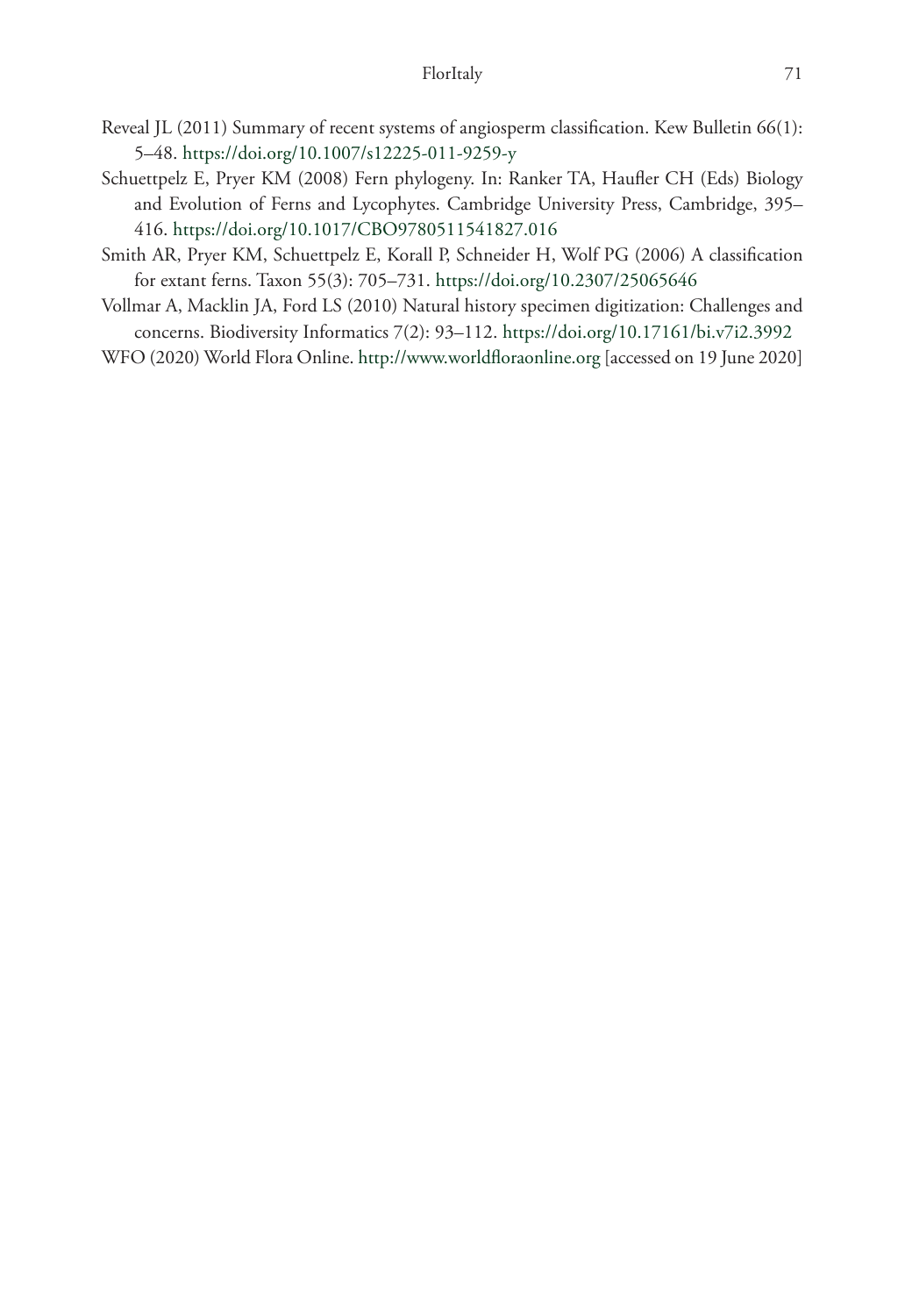Reveal JL (2011) Summary of recent systems of angiosperm classification. Kew Bulletin 66(1): 5–48. https://doi.org/10.1007/s12225-011-9259-y

Schuettpelz E, Pryer KM (2008) Fern phylogeny. In: Ranker TA, Haufler CH (Eds) Biology and Evolution of Ferns and Lycophytes. Cambridge University Press, Cambridge, 395–416. https://doi.org/10.1017/CBO9780511541827.016

Smith AR, Pryer KM, Schuettpelz E, Korall P, Schneider H, Wolf PG (2006) A classification for extant ferns. Taxon 55(3): 705–731. https://doi.org/10.2307/25065646

Vollmar A, Macklin JA, Ford LS (2010) Natural history specimen digitization: Challenges and concerns. Biodiversity Informatics 7(2): 93–112. https://doi.org/10.17161/bi.v7i2.3992

WFO (2020) World Flora Online. http://www.worldfloraonline.org [accessed on 19 June 2020]